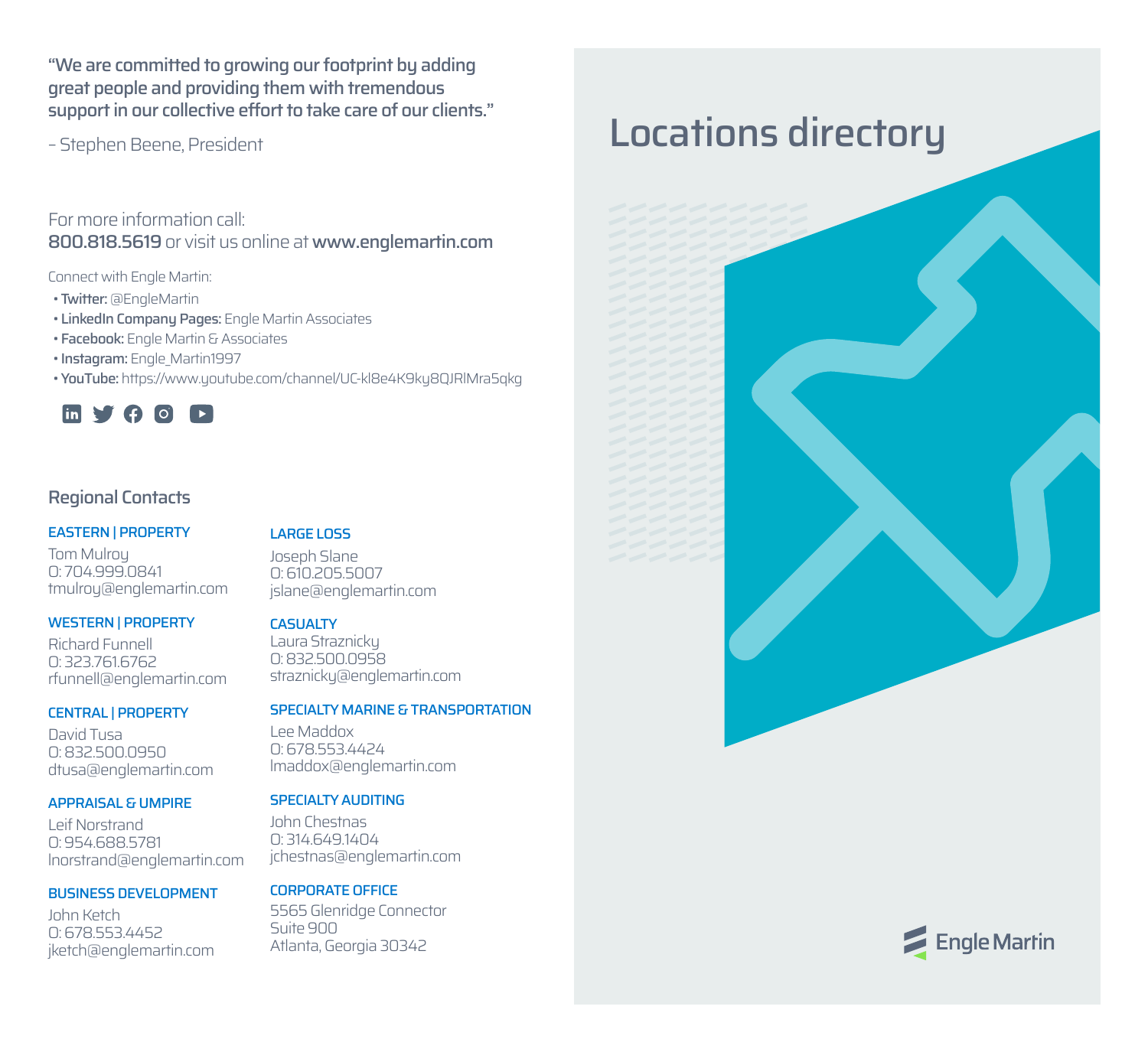“We are committed to growing our footprint by adding great people and providing them with tremendous support in our collective effort to take care of our clients.”

– Stephen Beene, President

For more information call:
**800.818.5619** or visit us online at **www.englemartin.com**

Connect with Engle Martin:

- **Twitter:** @EngleMartin
- **LinkedIn Company Pages:** Engle Martin Associates
- **Facebook:** Engle Martin & Associates
- **Instagram:** Engle_Martin1997
- **YouTube:** https://www.youtube.com/channel/UC-kl8e4K9ky8QJRlMra5qkg

## Regional Contacts

**EASTERN | PROPERTY**
Tom Mulroy
O: 704.999.0841
tmulroy@englemartin.com

**WESTERN | PROPERTY**
Richard Funnell
O: 323.761.6762
rfunnell@englemartin.com

**CENTRAL | PROPERTY**
David Tusa
O: 832.500.0950
dtusa@englemartin.com

**APPRAISAL & UMPIRE**
Leif Norstrand
O: 954.688.5781
lnorstrand@englemartin.com

**BUSINESS DEVELOPMENT**
John Ketch
O: 678.553.4452
jketch@englemartin.com

**LARGE LOSS**
Joseph Slane
O: 610.205.5007
jslane@englemartin.com

**CASUALTY**
Laura Straznicky
O: 832.500.0958
straznicky@englemartin.com

**SPECIALTY MARINE & TRANSPORTATION**
Lee Maddox
O: 678.553.4424
lmaddox@englemartin.com

**SPECIALTY AUDITING**
John Chestnas
O: 314.649.1404
jchestnas@englemartin.com

**CORPORATE OFFICE**
5565 Glenridge Connector
Suite 900
Atlanta, Georgia 30342

# Locations directory

Engle Martin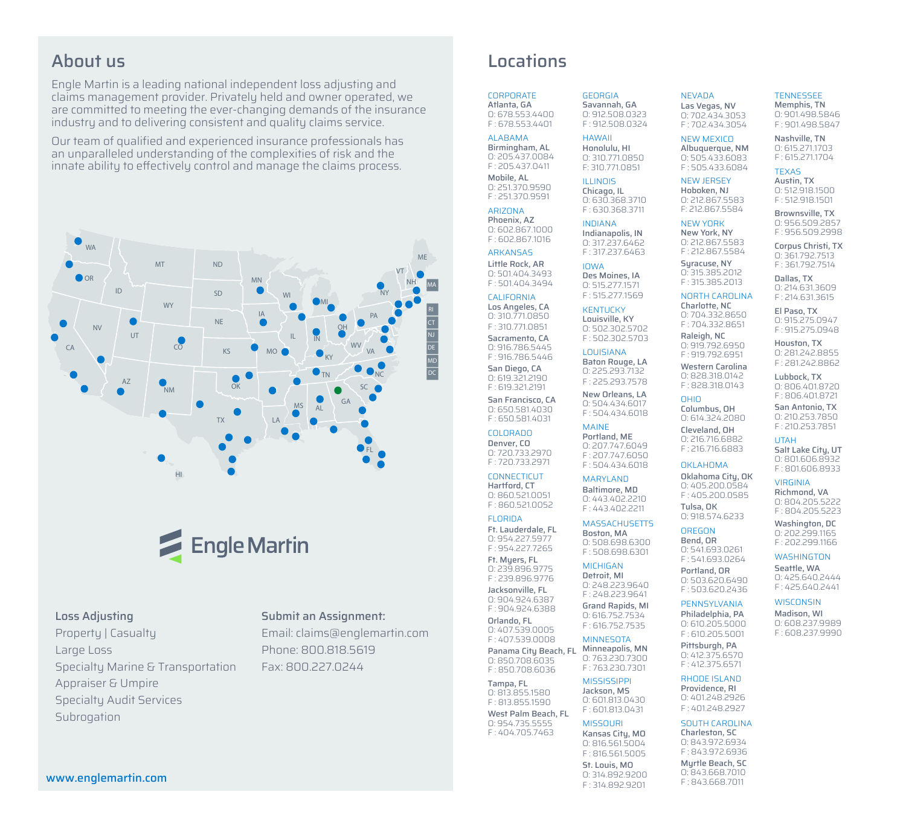## About us

Engle Martin is a leading national independent loss adjusting and claims management provider. Privately held and owner operated, we are committed to meeting the ever-changing demands of the insurance industry and to delivering consistent and quality claims service.

Our team of qualified and experienced insurance professionals has an unparalleled understanding of the complexities of risk and the innate ability to effectively control and manage the claims process.

WA
MT
ND
MN
ME
VT
NH
MA
OR
ID
SD
WI
MI
NY
RI
CT
NJ
DE
MD
DC
WY
IA
PA
NE
IL
IN
OH
NV
UT
CO
KS
MO
KY
WV
VA
CA
TN
NC
AZ
NM
OK
SC
AR
MS
AL
GA
TX
LA
FL
HI

**Engle Martin**

**Loss Adjusting**

Property | Casualty

Large Loss

Specialty Marine & Transportation

Appraiser & Umpire

Specialty Audit Services

Subrogation

**Submit an Assignment:**

Email: claims@englemartin.com

Phone: 800.818.5619

Fax: 800.227.0244

www.englemartin.com

## Locations

CORPORATE
**Atlanta, GA**
O: 678.553.4400
F: 678.553.4401

ALABAMA
**Birmingham, AL**
O: 205.437.0084
F: 205.437.0411

**Mobile, AL**
O: 251.370.9590
F: 251.370.9591

ARIZONA
**Phoenix, AZ**
O: 602.867.1000
F: 602.867.1016

ARKANSAS
**Little Rock, AR**
O: 501.404.3493
F: 501.404.3494

CALIFORNIA
**Los Angeles, CA**
O: 310.771.0850
F: 310.771.0851

**Sacramento, CA**
O: 916.786.5445
F: 916.786.5446

**San Diego, CA**
O: 619.321.2190
F: 619.321.2191

**San Francisco, CA**
O: 650.581.4030
F: 650.581.4031

COLORADO
**Denver, CO**
O: 720.733.2970
F: 720.733.2971

CONNECTICUT
**Hartford, CT**
O: 860.521.0051
F: 860.521.0052

FLORIDA
**Ft. Lauderdale, FL**
O: 954.227.5977
F: 954.227.7265

**Ft. Myers, FL**
O: 239.896.9775
F: 239.896.9776

**Jacksonville, FL**
O: 904.924.6387
F: 904.924.6388

**Orlando, FL**
O: 407.539.0005
F: 407.539.0008

**Panama City Beach, FL**
O: 850.708.6035
F: 850.708.6036

**Tampa, FL**
O: 813.855.1580
F: 813.855.1590

**West Palm Beach, FL**
O: 954.735.5555
F: 404.705.7463

GEORGIA
**Savannah, GA**
O: 912.508.0323
F: 912.508.0324

HAWAII
**Honolulu, HI**
O: 310.771.0850
F: 310.771.0851

ILLINOIS
**Chicago, IL**
O: 630.368.3710
F: 630.368.3711

INDIANA
**Indianapolis, IN**
O: 317.237.6462
F: 317.237.6463

IOWA
**Des Moines, IA**
O: 515.277.1571
F: 515.277.1569

KENTUCKY
**Louisville, KY**
O: 502.302.5702
F: 502.302.5703

LOUISIANA
**Baton Rouge, LA**
O: 225.293.7132
F: 225.293.7578

**New Orleans, LA**
O: 504.434.6017
F: 504.434.6018

MAINE
**Portland, ME**
O: 207.747.6049
F: 207.747.6050
F: 504.434.6018

MARYLAND
**Baltimore, MD**
O: 443.402.2210
F: 443.402.2211

MASSACHUSETTS
**Boston, MA**
O: 508.698.6300
F: 508.698.6301

MICHIGAN
**Detroit, MI**
O: 248.223.9640
F: 248.223.9641

**Grand Rapids, MI**
O: 616.752.7534
F: 616.752.7535

MINNESOTA
**Minneapolis, MN**
O: 763.230.7300
F: 763.230.7301

MISSISSIPPI
**Jackson, MS**
O: 601.813.0430
F: 601.813.0431

MISSOURI
**Kansas City, MO**
O: 816.561.5004
F: 816.561.5005

**St. Louis, MO**
O: 314.892.9200
F: 314.892.9201

NEVADA
**Las Vegas, NV**
O: 702.434.3053
F: 702.434.3054

NEW MEXICO
**Albuquerque, NM**
O: 505.433.6083
F: 505.433.6084

NEW JERSEY
**Hoboken, NJ**
O: 212.867.5583
F: 212.867.5584

NEW YORK
**New York, NY**
O: 212.867.5583
F: 212.867.5584

**Syracuse, NY**
O: 315.385.2012
F: 315.385.2013

NORTH CAROLINA
**Charlotte, NC**
O: 704.332.8650
F: 704.332.8651

**Raleigh, NC**
O: 919.792.6950
F: 919.792.6951

**Western Carolina**
O: 828.318.0142
F: 828.318.0143

OHIO
**Columbus, OH**
O: 614.324.2080

**Cleveland, OH**
O: 216.716.6882
F: 216.716.6883

OKLAHOMA
**Oklahoma City, OK**
O: 405.200.0584
F: 405.200.0585

**Tulsa, OK**
O: 918.574.6233

OREGON
**Bend, OR**
O: 541.693.0261
F: 541.693.0264

**Portland, OR**
O: 503.620.6490
F: 503.620.2436

PENNSYLVANIA
**Philadelphia, PA**
O: 610.205.5000
F: 610.205.5001

**Pittsburgh, PA**
O: 412.375.6570
F: 412.375.6571

RHODE ISLAND
**Providence, RI**
O: 401.248.2926
F: 401.248.2927

SOUTH CAROLINA
**Charleston, SC**
O: 843.972.6934
F: 843.972.6936

**Myrtle Beach, SC**
O: 843.668.7010
F: 843.668.7011

TENNESSEE
**Memphis, TN**
O: 901.498.5846
F: 901.498.5847

**Nashville, TN**
O: 615.271.1703
F: 615.271.1704

TEXAS
**Austin, TX**
O: 512.918.1500
F: 512.918.1501

**Brownsville, TX**
O: 956.509.2857
F: 956.509.2998

**Corpus Christi, TX**
O: 361.792.7513
F: 361.792.7514

**Dallas, TX**
O: 214.631.3609
F: 214.631.3615

**El Paso, TX**
O: 915.275.0947
F: 915.275.0948

**Houston, TX**
O: 281.242.8855
F: 281.242.8862

**Lubbock, TX**
O: 806.401.8720
F: 806.401.8721

**San Antonio, TX**
O: 210.253.7850
F: 210.253.7851

UTAH
**Salt Lake City, UT**
O: 801.606.8932
F: 801.606.8933

VIRGINIA
**Richmond, VA**
O: 804.205.5222
F: 804.205.5223

**Washington, DC**
O: 202.299.1165
F: 202.299.1166

WASHINGTON
**Seattle, WA**
O: 425.640.2444
F: 425.640.2441

WISCONSIN
**Madison, WI**
O: 608.237.9989
F: 608.237.9990